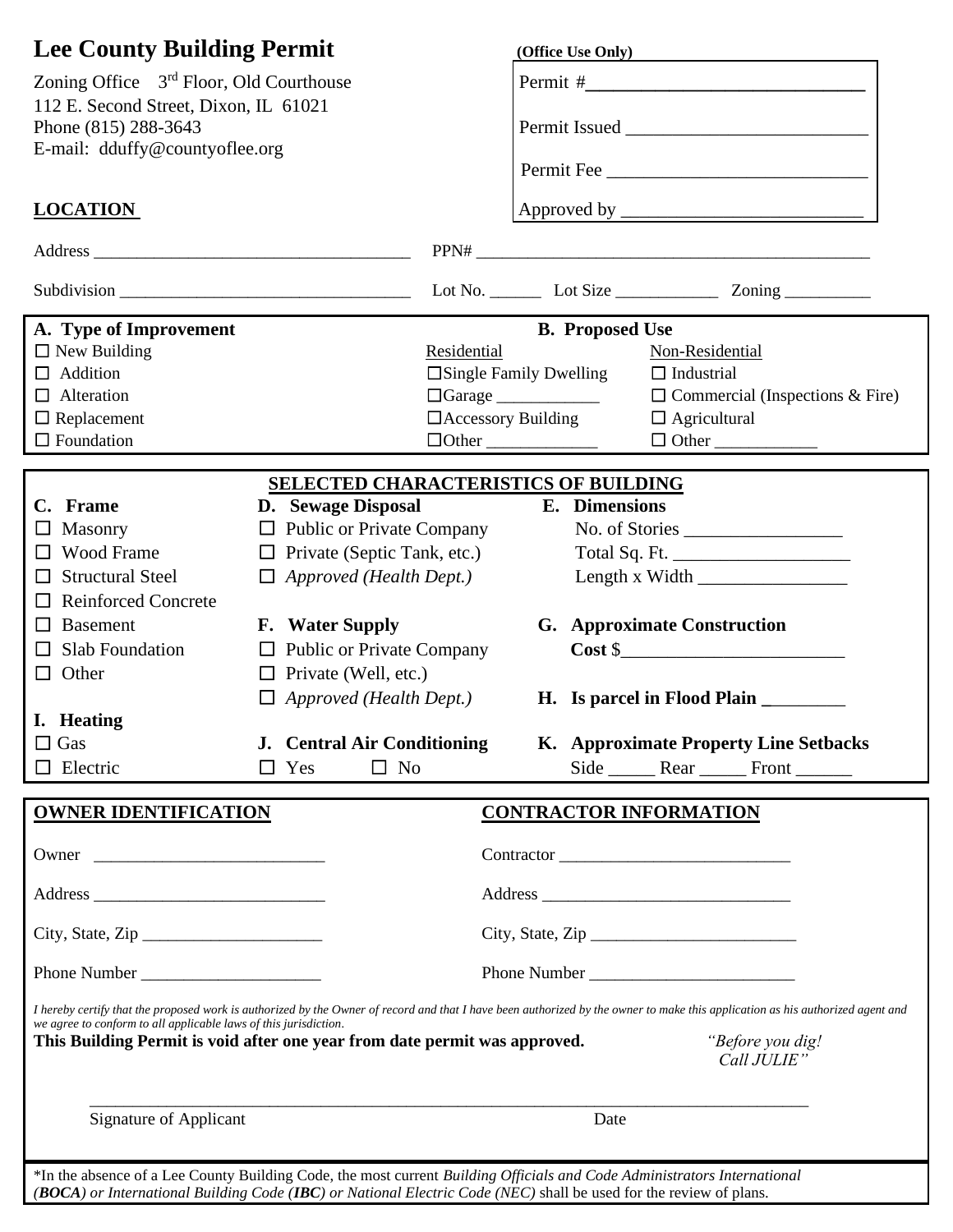# Lee County Building Permit

Zoning Office 3rd Floor, Old Courthouse
112 E. Second Street, Dixon, IL 61021
Phone (815) 288-3643
E-mail: dduffy@countyoflee.org

**(Office Use Only)**

Permit #______________________________

Permit Issued __________________________

Permit Fee ____________________________

Approved by __________________________

**LOCATION**

Address ____________________________________ PPN# _____________________________________________

Subdivision _________________________________ Lot No. ______ Lot Size ____________ Zoning __________

| **A. Type of Improvement** | **B. Proposed Use** Residential | Non-Residential |
|---|---|---|
| ☐ New Building | | |
| ☐ Addition | ☐ Single Family Dwelling | ☐ Industrial |
| ☐ Alteration | ☐ Garage ____________ | ☐ Commercial (Inspections & Fire) |
| ☐ Replacement | ☐ Accessory Building | ☐ Agricultural |
| ☐ Foundation | ☐ Other _____________ | ☐ Other ____________ |

## SELECTED CHARACTERISTICS OF BUILDING

**C. Frame**
- ☐ Masonry
- ☐ Wood Frame
- ☐ Structural Steel
- ☐ Reinforced Concrete
- ☐ Basement
- ☐ Slab Foundation
- ☐ Other

**D. Sewage Disposal**
- ☐ Public or Private Company
- ☐ Private (Septic Tank, etc.)
- ☐ *Approved (Health Dept.)*

**E. Dimensions**
- No. of Stories _________________
- Total Sq. Ft. ___________________
- Length x Width ________________

**F. Water Supply**
- ☐ Public or Private Company
- ☐ Private (Well, etc.)
- ☐ *Approved (Health Dept.)*

**G. Approximate Construction Cost** $________________________

**H. Is parcel in Flood Plain** _________

**I. Heating**
- ☐ Gas
- ☐ Electric

**J. Central Air Conditioning**
☐ Yes ☐ No

**K. Approximate Property Line Setbacks**
Side _____ Rear _____ Front ______

**OWNER IDENTIFICATION**

Owner ___________________________

Address ___________________________

City, State, Zip _____________________

Phone Number _____________________

**CONTRACTOR INFORMATION**

Contractor ___________________________

Address _____________________________

City, State, Zip ________________________

Phone Number ________________________

*I hereby certify that the proposed work is authorized by the Owner of record and that I have been authorized by the owner to make this application as his authorized agent and we agree to conform to all applicable laws of this jurisdiction.*

**This Building Permit is void after one year from date permit was approved.**

*"Before you dig! Call JULIE"*

______________________________________________________________________________________

Signature of Applicant Date

*In the absence of a Lee County Building Code, the most current *Building Officials and Code Administrators International (**BOCA**) or International Building Code (**IBC**) or National Electric Code (NEC)* shall be used for the review of plans.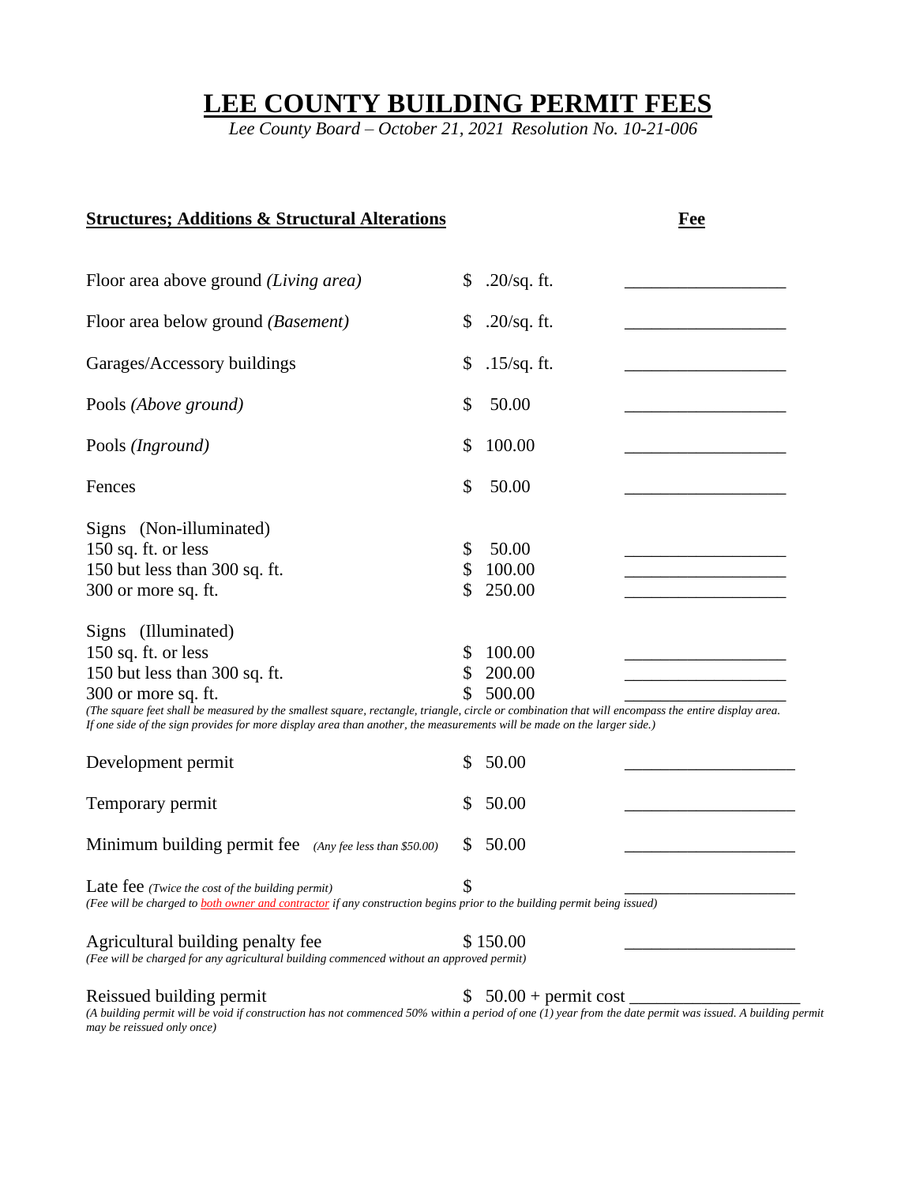# LEE COUNTY BUILDING PERMIT FEES

*Lee County Board – October 21, 2021 Resolution No. 10-21-006*

| **Structures; Additions & Structural Alterations** | | **Fee** |
|---|---|---|
| Floor area above ground *(Living area)* | $ .20/sq. ft. | ________________ |
| Floor area below ground *(Basement)* | $ .20/sq. ft. | ________________ |
| Garages/Accessory buildings | $ .15/sq. ft. | ________________ |
| Pools *(Above ground)* | $ 50.00 | ________________ |
| Pools *(Inground)* | $ 100.00 | ________________ |
| Fences | $ 50.00 | ________________ |
| Signs (Non-illuminated) | | |
| 150 sq. ft. or less | $ 50.00 | ________________ |
| 150 but less than 300 sq. ft. | $ 100.00 | ________________ |
| 300 or more sq. ft. | $ 250.00 | ________________ |
| Signs (Illuminated) | | |
| 150 sq. ft. or less | $ 100.00 | ________________ |
| 150 but less than 300 sq. ft. | $ 200.00 | ________________ |
| 300 or more sq. ft. | $ 500.00 | ________________ |

*(The square feet shall be measured by the smallest square, rectangle, triangle, circle or combination that will encompass the entire display area. If one side of the sign provides for more display area than another, the measurements will be made on the larger side.)*

| | | |
|---|---|---|
| Development permit | $ 50.00 | ________________ |
| Temporary permit | $ 50.00 | ________________ |
| Minimum building permit fee *(Any fee less than $50.00)* | $ 50.00 | ________________ |
| Late fee *(Twice the cost of the building permit)* | $ | ________________ |

*(Fee will be charged to both owner and contractor if any construction begins prior to the building permit being issued)*

| | | |
|---|---|---|
| Agricultural building penalty fee | $ 150.00 | ________________ |

*(Fee will be charged for any agricultural building commenced without an approved permit)*

| | | |
|---|---|---|
| Reissued building permit | $ 50.00 + permit cost | ________________ |

*(A building permit will be void if construction has not commenced 50% within a period of one (1) year from the date permit was issued. A building permit may be reissued only once)*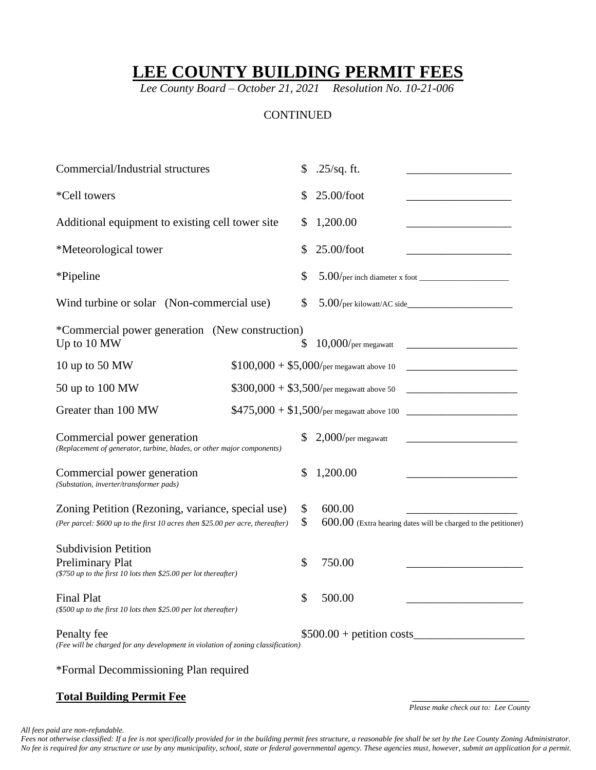# LEE COUNTY BUILDING PERMIT FEES

*Lee County Board – October 21, 2021 Resolution No. 10-21-006*

CONTINUED

| | | |
|---|---|---|
| Commercial/Industrial structures | $ .25/sq. ft. | __________________ |
| *Cell towers | $ 25.00/foot | __________________ |
| Additional equipment to existing cell tower site | $ 1,200.00 | __________________ |
| *Meteorological tower | $ 25.00/foot | __________________ |
| *Pipeline | $ 5.00/per inch diameter x foot | ____________________ |
| Wind turbine or solar (Non-commercial use) | $ 5.00/per kilowatt/AC side | ____________________ |
| *Commercial power generation (New construction) Up to 10 MW | $ 10,000/per megawatt | ____________________ |
| 10 up to 50 MW | $100,000 + $5,000/per megawatt above 10 | ____________________ |
| 50 up to 100 MW | $300,000 + $3,500/per megawatt above 50 | ____________________ |
| Greater than 100 MW | $475,000 + $1,500/per megawatt above 100 | ____________________ |
| Commercial power generation *(Replacement of generator, turbine, blades, or other major components)* | $ 2,000/per megawatt | ____________________ |
| Commercial power generation *(Substation, inverter/transformer pads)* | $ 1,200.00 | ____________________ |
| Zoning Petition (Rezoning, variance, special use) *(Per parcel: $600 up to the first 10 acres then $25.00 per acre, thereafter)* | $ 600.00<br>$ 600.00 (Extra hearing dates will be charged to the petitioner) | ____________________ |
| Subdivision Petition<br>Preliminary Plat *($750 up to the first 10 lots then $25.00 per lot thereafter)* | $ 750.00 | ____________________ |
| Final Plat *($500 up to the first 10 lots then $25.00 per lot thereafter)* | $ 500.00 | ____________________ |
| Penalty fee *(Fee will be charged for any development in violation of zoning classification)* | $500.00 + petition costs | ____________________ |

*Formal Decommissioning Plan required

**Total Building Permit Fee** ________________________

*Please make check out to: Lee County*

*All fees paid are non-refundable.*
*Fees not otherwise classified: If a fee is not specifically provided for in the building permit fees structure, a reasonable fee shall be set by the Lee County Zoning Administrator.*
*No fee is required for any structure or use by any municipality, school, state or federal governmental agency. These agencies must, however, submit an application for a permit.*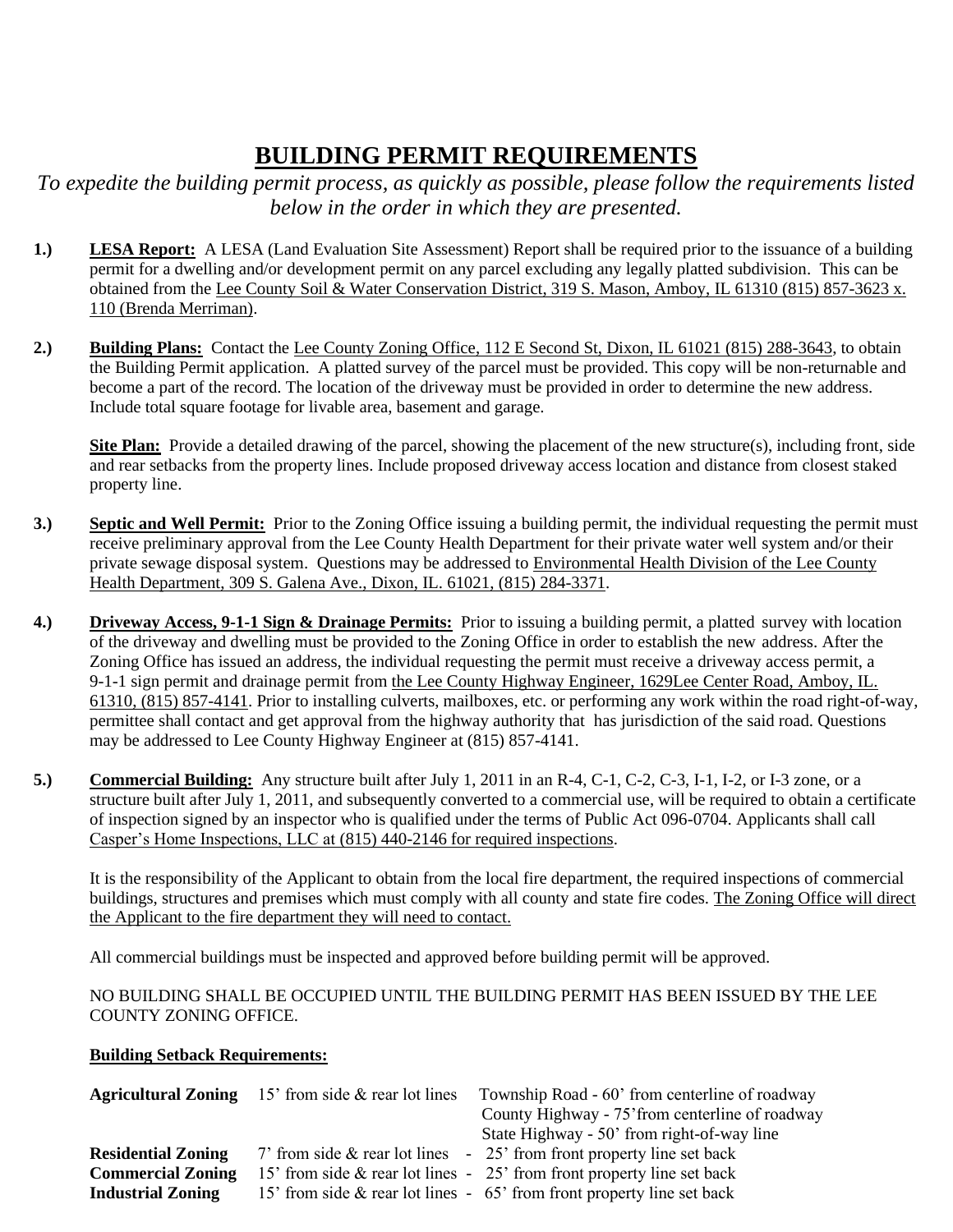# BUILDING PERMIT REQUIREMENTS

*To expedite the building permit process, as quickly as possible, please follow the requirements listed below in the order in which they are presented.*

**1.)** **LESA Report:** A LESA (Land Evaluation Site Assessment) Report shall be required prior to the issuance of a building permit for a dwelling and/or development permit on any parcel excluding any legally platted subdivision. This can be obtained from the Lee County Soil & Water Conservation District, 319 S. Mason, Amboy, IL 61310 (815) 857-3623 x. 110 (Brenda Merriman).

**2.)** **Building Plans:** Contact the Lee County Zoning Office, 112 E Second St, Dixon, IL 61021 (815) 288-3643, to obtain the Building Permit application. A platted survey of the parcel must be provided. This copy will be non-returnable and become a part of the record. The location of the driveway must be provided in order to determine the new address. Include total square footage for livable area, basement and garage.

**Site Plan:** Provide a detailed drawing of the parcel, showing the placement of the new structure(s), including front, side and rear setbacks from the property lines. Include proposed driveway access location and distance from closest staked property line.

**3.)** **Septic and Well Permit:** Prior to the Zoning Office issuing a building permit, the individual requesting the permit must receive preliminary approval from the Lee County Health Department for their private water well system and/or their private sewage disposal system. Questions may be addressed to Environmental Health Division of the Lee County Health Department, 309 S. Galena Ave., Dixon, IL. 61021, (815) 284-3371.

**4.)** **Driveway Access, 9-1-1 Sign & Drainage Permits:** Prior to issuing a building permit, a platted survey with location of the driveway and dwelling must be provided to the Zoning Office in order to establish the new address. After the Zoning Office has issued an address, the individual requesting the permit must receive a driveway access permit, a 9-1-1 sign permit and drainage permit from the Lee County Highway Engineer, 1629Lee Center Road, Amboy, IL. 61310, (815) 857-4141. Prior to installing culverts, mailboxes, etc. or performing any work within the road right-of-way, permittee shall contact and get approval from the highway authority that has jurisdiction of the said road. Questions may be addressed to Lee County Highway Engineer at (815) 857-4141.

**5.)** **Commercial Building:** Any structure built after July 1, 2011 in an R-4, C-1, C-2, C-3, I-1, I-2, or I-3 zone, or a structure built after July 1, 2011, and subsequently converted to a commercial use, will be required to obtain a certificate of inspection signed by an inspector who is qualified under the terms of Public Act 096-0704. Applicants shall call Casper's Home Inspections, LLC at (815) 440-2146 for required inspections.

It is the responsibility of the Applicant to obtain from the local fire department, the required inspections of commercial buildings, structures and premises which must comply with all county and state fire codes. The Zoning Office will direct the Applicant to the fire department they will need to contact.

All commercial buildings must be inspected and approved before building permit will be approved.

NO BUILDING SHALL BE OCCUPIED UNTIL THE BUILDING PERMIT HAS BEEN ISSUED BY THE LEE COUNTY ZONING OFFICE.

**Building Setback Requirements:**

| | | |
|---|---|---|
| **Agricultural Zoning** | 15' from side & rear lot lines | Township Road - 60' from centerline of roadway<br>County Highway - 75' from centerline of roadway<br>State Highway - 50' from right-of-way line |
| **Residential Zoning** | 7' from side & rear lot lines - | 25' from front property line set back |
| **Commercial Zoning** | 15' from side & rear lot lines - | 25' from front property line set back |
| **Industrial Zoning** | 15' from side & rear lot lines - | 65' from front property line set back |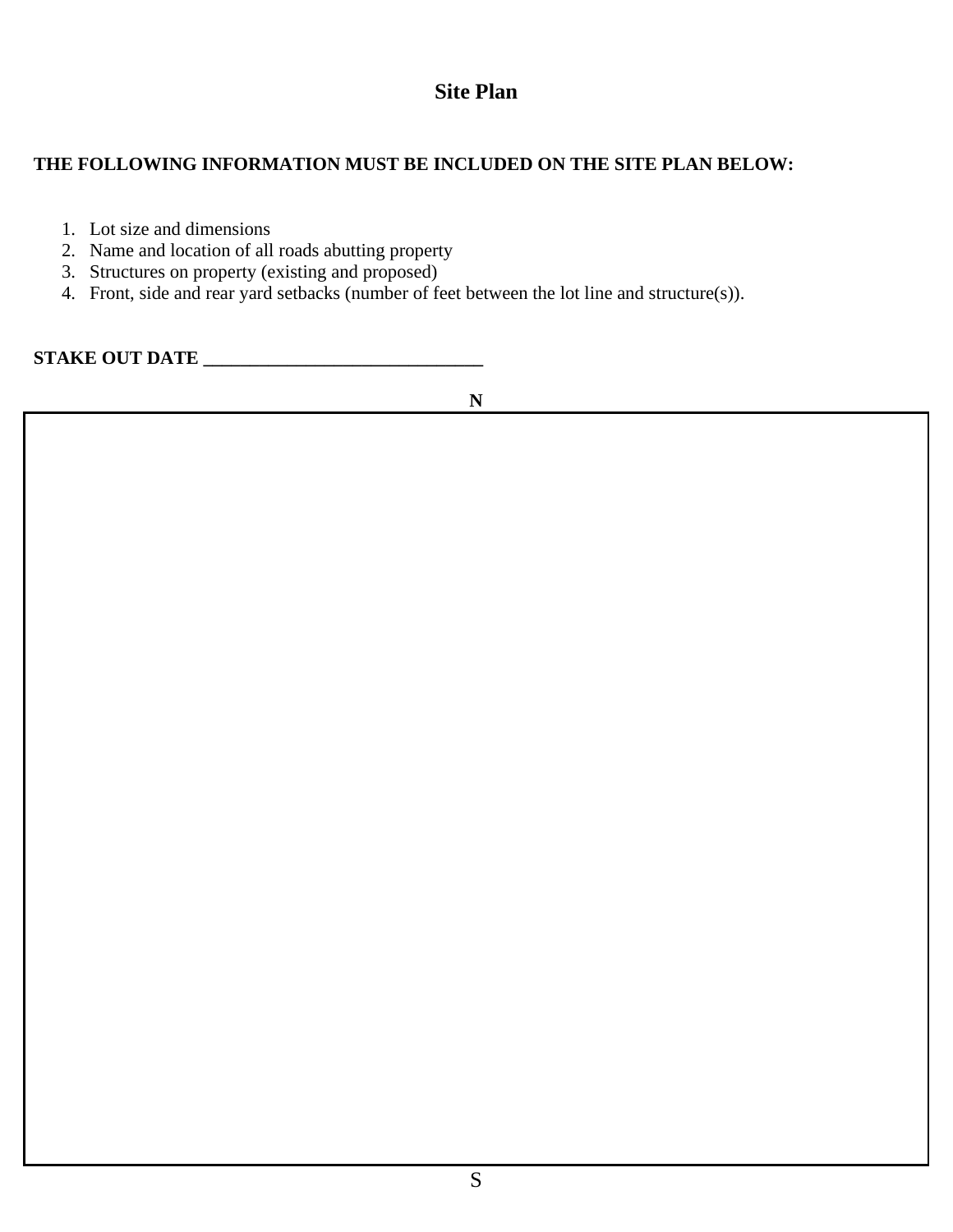# Site Plan

**THE FOLLOWING INFORMATION MUST BE INCLUDED ON THE SITE PLAN BELOW:**

1. Lot size and dimensions
2. Name and location of all roads abutting property
3. Structures on property (existing and proposed)
4. Front, side and rear yard setbacks (number of feet between the lot line and structure(s)).

**STAKE OUT DATE ______________________________**

**N**

S